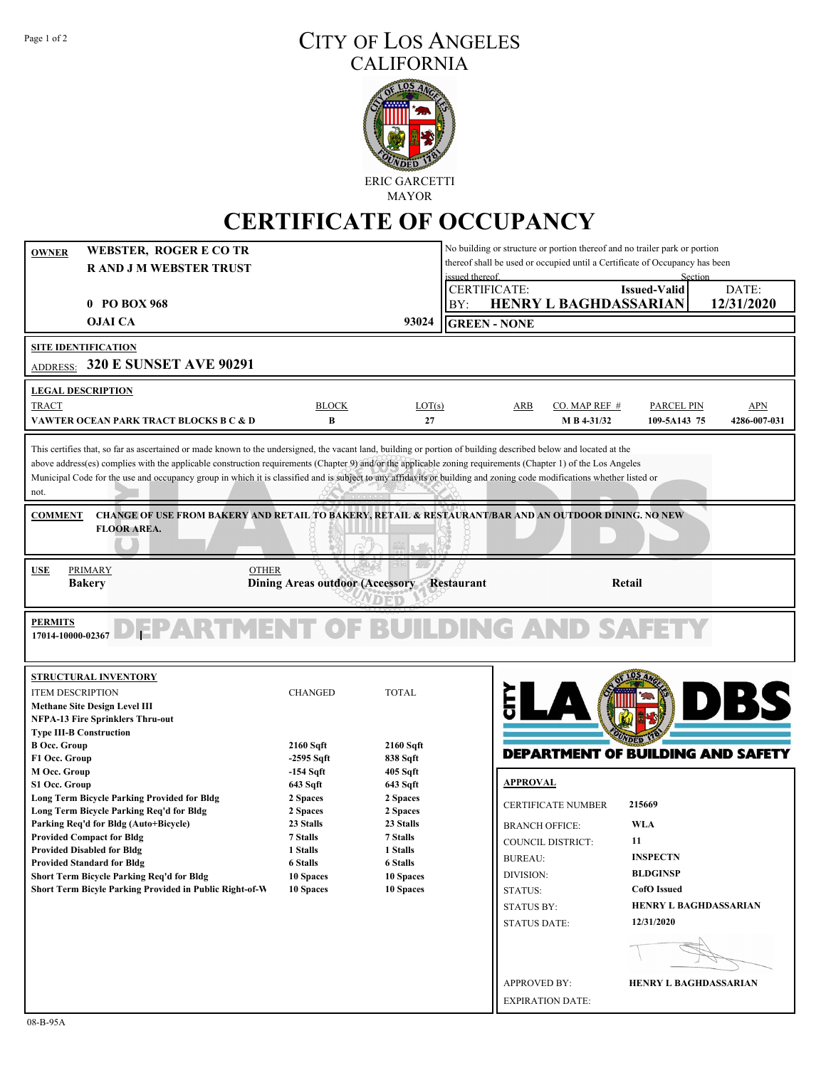# CITY OF LOS ANGELES
## CALIFORNIA

ERIC GARCETTI
MAYOR

# CERTIFICATE OF OCCUPANCY

**OWNER** **WEBSTER, ROGER E CO TR**
**R AND J M WEBSTER TRUST**

**0 PO BOX 968**
**OJAI CA** **93024**

No building or structure or portion thereof and no trailer park or portion thereof shall be used or occupied until a Certificate of Occupancy has been issued thereof. Section

| CERTIFICATE: | **Issued-Valid** | DATE: |
|---|---|---|
| BY: **HENRY L BAGHDASSARIAN** | | **12/31/2020** |

**GREEN - NONE**

**SITE IDENTIFICATION**
ADDRESS: **320 E SUNSET AVE 90291**

**LEGAL DESCRIPTION**

| TRACT | BLOCK | LOT(s) | ARB | CO. MAP REF # | PARCEL PIN | APN |
|---|---|---|---|---|---|---|
| VAWTER OCEAN PARK TRACT BLOCKS B C & D | B | 27 | | M B 4-31/32 | 109-5A143 75 | 4286-007-031 |

This certifies that, so far as ascertained or made known to the undersigned, the vacant land, building or portion of building described below and located at the above address(es) complies with the applicable construction requirements (Chapter 9) and/or the applicable zoning requirements (Chapter 1) of the Los Angeles Municipal Code for the use and occupancy group in which it is classified and is subject to any affidavits or building and zoning code modifications whether listed or not.

**COMMENT** **CHANGE OF USE FROM BAKERY AND RETAIL TO BAKERY, RETAIL & RESTAURANT/BAR AND AN OUTDOOR DINING. NO NEW FLOOR AREA.**

**USE**

| PRIMARY | OTHER | | |
|---|---|---|---|
| **Bakery** | **Dining Areas outdoor (Accessory** | **Restaurant** | **Retail** |

**PERMITS**
17014-10000-02367

**STRUCTURAL INVENTORY**

| ITEM DESCRIPTION | CHANGED | TOTAL |
|---|---|---|
| Methane Site Design Level III | | |
| NFPA-13 Fire Sprinklers Thru-out | | |
| Type III-B Construction | | |
| B Occ. Group | 2160 Sqft | 2160 Sqft |
| F1 Occ. Group | -2595 Sqft | 838 Sqft |
| M Occ. Group | -154 Sqft | 405 Sqft |
| S1 Occ. Group | 643 Sqft | 643 Sqft |
| Long Term Bicycle Parking Provided for Bldg | 2 Spaces | 2 Spaces |
| Long Term Bicycle Parking Req'd for Bldg | 2 Spaces | 2 Spaces |
| Parking Req'd for Bldg (Auto+Bicycle) | 23 Stalls | 23 Stalls |
| Provided Compact for Bldg | 7 Stalls | 7 Stalls |
| Provided Disabled for Bldg | 1 Stalls | 1 Stalls |
| Provided Standard for Bldg | 6 Stalls | 6 Stalls |
| Short Term Bicycle Parking Req'd for Bldg | 10 Spaces | 10 Spaces |
| Short Term Bicyle Parking Provided in Public Right-of-W | 10 Spaces | 10 Spaces |

**DEPARTMENT OF BUILDING AND SAFETY**

**APPROVAL**

| | |
|---|---|
| CERTIFICATE NUMBER | 215669 |
| BRANCH OFFICE: | WLA |
| COUNCIL DISTRICT: | 11 |
| BUREAU: | INSPECTN |
| DIVISION: | BLDGINSP |
| STATUS: | CofO Issued |
| STATUS BY: | HENRY L BAGHDASSARIAN |
| STATUS DATE: | 12/31/2020 |
| APPROVED BY: | HENRY L BAGHDASSARIAN |
| EXPIRATION DATE: | |

08-B-95A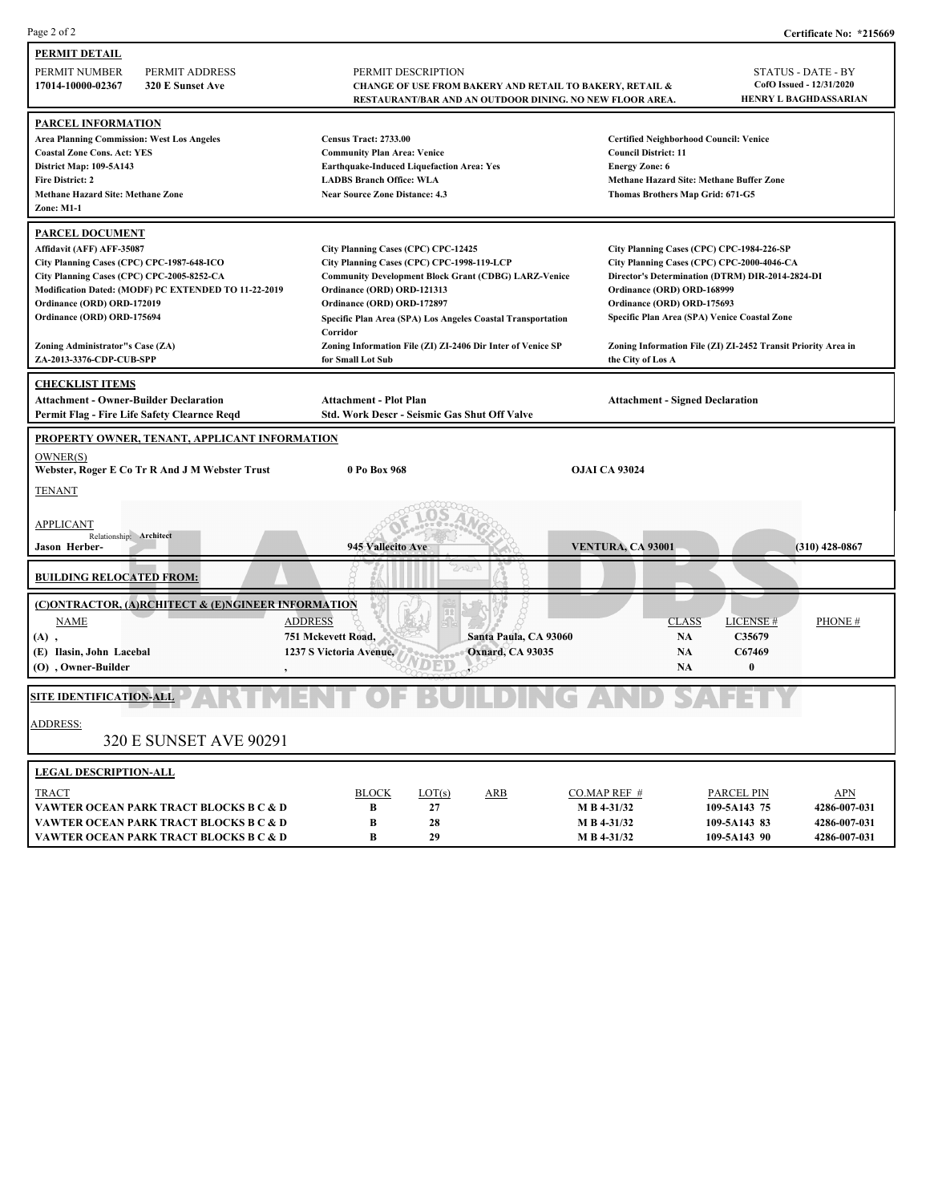**Certificate No: *215669**

## PERMIT DETAIL

| PERMIT NUMBER | PERMIT ADDRESS | PERMIT DESCRIPTION | STATUS - DATE - BY |
|---|---|---|---|
| 17014-10000-02367 | 320 E Sunset Ave | CHANGE OF USE FROM BAKERY AND RETAIL TO BAKERY, RETAIL & RESTAURANT/BAR AND AN OUTDOOR DINING. NO NEW FLOOR AREA. | CofO Issued - 12/31/2020 HENRY L BAGHDASSARIAN |

## PARCEL INFORMATION

| | | |
|---|---|---|
| Area Planning Commission: West Los Angeles | Census Tract: 2733.00 | Certified Neighborhood Council: Venice |
| Coastal Zone Cons. Act: YES | Community Plan Area: Venice | Council District: 11 |
| District Map: 109-5A143 | Earthquake-Induced Liquefaction Area: Yes | Energy Zone: 6 |
| Fire District: 2 | LADBS Branch Office: WLA | Methane Hazard Site: Methane Buffer Zone |
| Methane Hazard Site: Methane Zone | Near Source Zone Distance: 4.3 | Thomas Brothers Map Grid: 671-G5 |
| Zone: M1-1 | | |

## PARCEL DOCUMENT

| | | |
|---|---|---|
| Affidavit (AFF) AFF-35087 | City Planning Cases (CPC) CPC-12425 | City Planning Cases (CPC) CPC-1984-226-SP |
| City Planning Cases (CPC) CPC-1987-648-ICO | City Planning Cases (CPC) CPC-1998-119-LCP | City Planning Cases (CPC) CPC-2000-4046-CA |
| City Planning Cases (CPC) CPC-2005-8252-CA | Community Development Block Grant (CDBG) LARZ-Venice | Director's Determination (DTRM) DIR-2014-2824-DI |
| Modification Dated: (MODF) PC EXTENDED TO 11-22-2019 | Ordinance (ORD) ORD-121313 | Ordinance (ORD) ORD-168999 |
| Ordinance (ORD) ORD-172019 | Ordinance (ORD) ORD-172897 | Ordinance (ORD) ORD-175693 |
| Ordinance (ORD) ORD-175694 | Specific Plan Area (SPA) Los Angeles Coastal Transportation Corridor | Specific Plan Area (SPA) Venice Coastal Zone |
| Zoning Administrator"s Case (ZA) ZA-2013-3376-CDP-CUB-SPP | Zoning Information File (ZI) ZI-2406 Dir Inter of Venice SP for Small Lot Sub | Zoning Information File (ZI) ZI-2452 Transit Priority Area in the City of Los A |

## CHECKLIST ITEMS

| | | |
|---|---|---|
| Attachment - Owner-Builder Declaration | Attachment - Plot Plan | Attachment - Signed Declaration |
| Permit Flag - Fire Life Safety Clearnce Reqd | Std. Work Descr - Seismic Gas Shut Off Valve | |

## PROPERTY OWNER, TENANT, APPLICANT INFORMATION

OWNER(S)

| | | |
|---|---|---|
| Webster, Roger E Co Tr R And J M Webster Trust | 0 Po Box 968 | OJAI CA 93024 |

TENANT

APPLICANT

| | | | |
|---|---|---|---|
| Relationship: Architect Jason Herber- | 945 Vallecito Ave | VENTURA, CA 93001 | (310) 428-0867 |

## BUILDING RELOCATED FROM:

## (C)ONTRACTOR, (A)RCHITECT & (E)NGINEER INFORMATION

| NAME | ADDRESS | | CLASS | LICENSE # | PHONE # |
|---|---|---|---|---|---|
| (A) , | 751 Mckevett Road, | Santa Paula, CA 93060 | NA | C35679 | |
| (E) Ilasin, John Lacebal | 1237 S Victoria Avenue, | Oxnard, CA 93035 | NA | C67469 | |
| (O) , Owner-Builder | , | , | NA | 0 | |

## SITE IDENTIFICATION-ALL

ADDRESS:

320 E SUNSET AVE 90291

## LEGAL DESCRIPTION-ALL

| TRACT | BLOCK | LOT(s) | ARB | CO.MAP REF # | PARCEL PIN | APN |
|---|---|---|---|---|---|---|
| VAWTER OCEAN PARK TRACT BLOCKS B C & D | B | 27 | | M B 4-31/32 | 109-5A143 75 | 4286-007-031 |
| VAWTER OCEAN PARK TRACT BLOCKS B C & D | B | 28 | | M B 4-31/32 | 109-5A143 83 | 4286-007-031 |
| VAWTER OCEAN PARK TRACT BLOCKS B C & D | B | 29 | | M B 4-31/32 | 109-5A143 90 | 4286-007-031 |